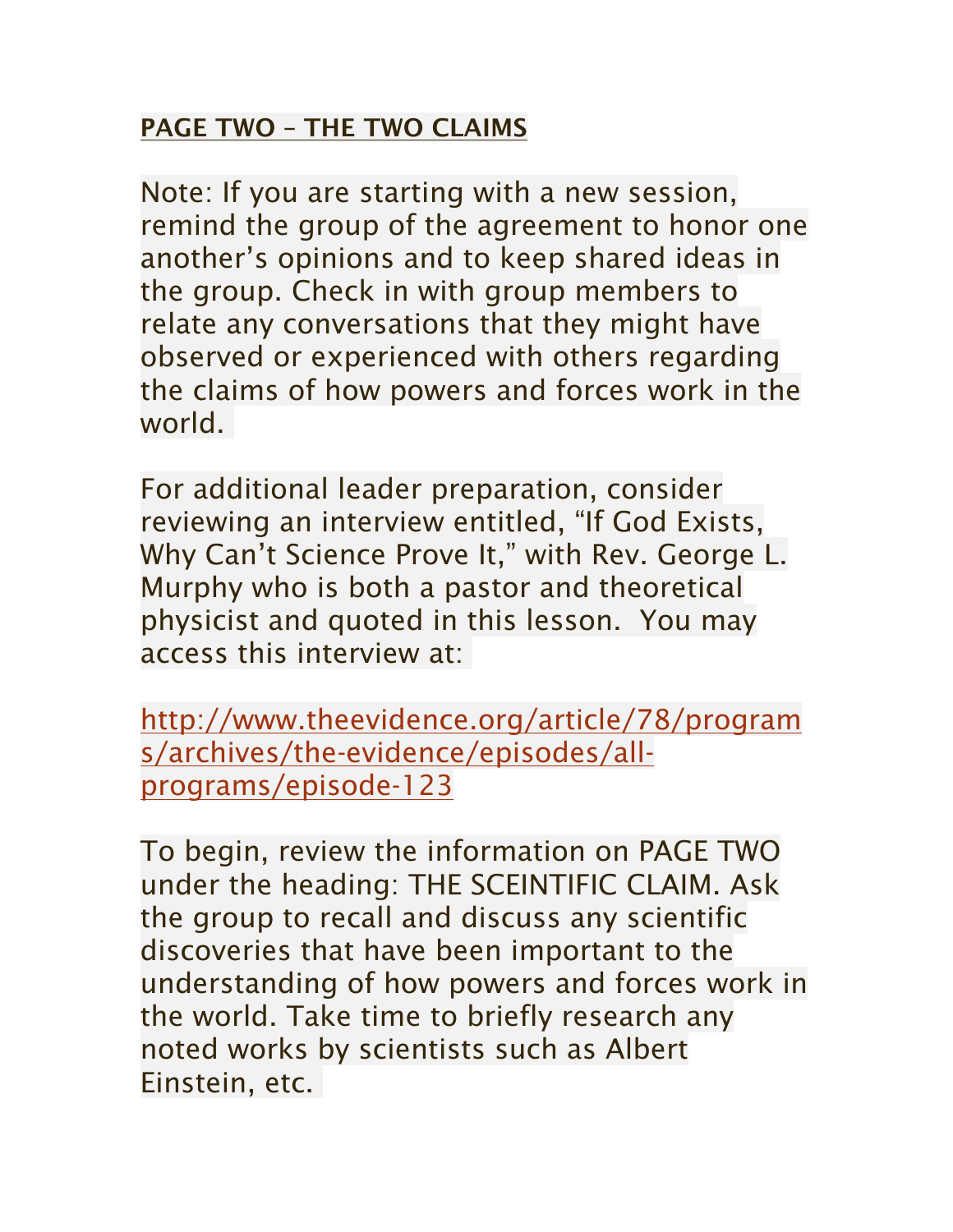**PAGE TWO – THE TWO CLAIMS**

Note: If you are starting with a new session, remind the group of the agreement to honor one another's opinions and to keep shared ideas in the group. Check in with group members to relate any conversations that they might have observed or experienced with others regarding the claims of how powers and forces work in the world.

For additional leader preparation, consider reviewing an interview entitled, "If God Exists, Why Can't Science Prove It," with Rev. George L. Murphy who is both a pastor and theoretical physicist and quoted in this lesson. You may access this interview at:

http://www.theevidence.org/article/78/programs/archives/the-evidence/episodes/all-programs/episode-123

To begin, review the information on PAGE TWO under the heading: THE SCEINTIFIC CLAIM. Ask the group to recall and discuss any scientific discoveries that have been important to the understanding of how powers and forces work in the world. Take time to briefly research any noted works by scientists such as Albert Einstein, etc.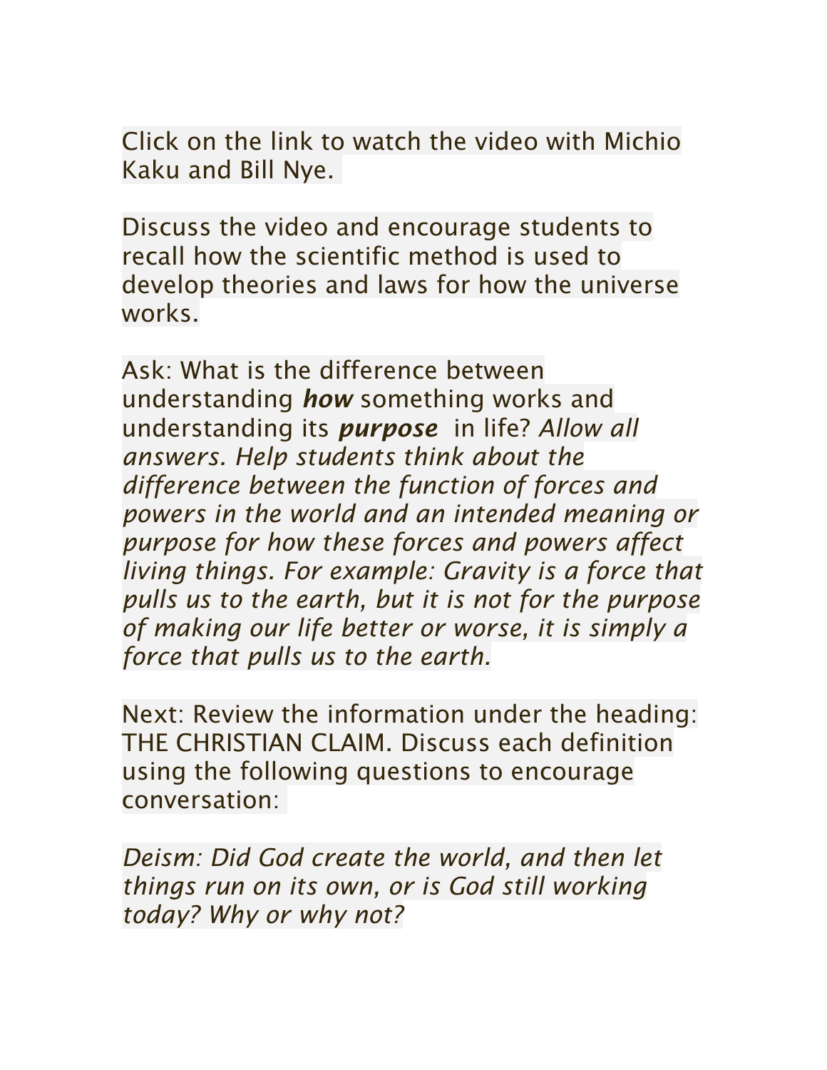Click on the link to watch the video with Michio Kaku and Bill Nye.

Discuss the video and encourage students to recall how the scientific method is used to develop theories and laws for how the universe works.

Ask: What is the difference between understanding ***how*** something works and understanding its ***purpose*** in life? *Allow all answers. Help students think about the difference between the function of forces and powers in the world and an intended meaning or purpose for how these forces and powers affect living things. For example: Gravity is a force that pulls us to the earth, but it is not for the purpose of making our life better or worse, it is simply a force that pulls us to the earth.*

Next: Review the information under the heading: THE CHRISTIAN CLAIM. Discuss each definition using the following questions to encourage conversation:

*Deism: Did God create the world, and then let things run on its own, or is God still working today? Why or why not?*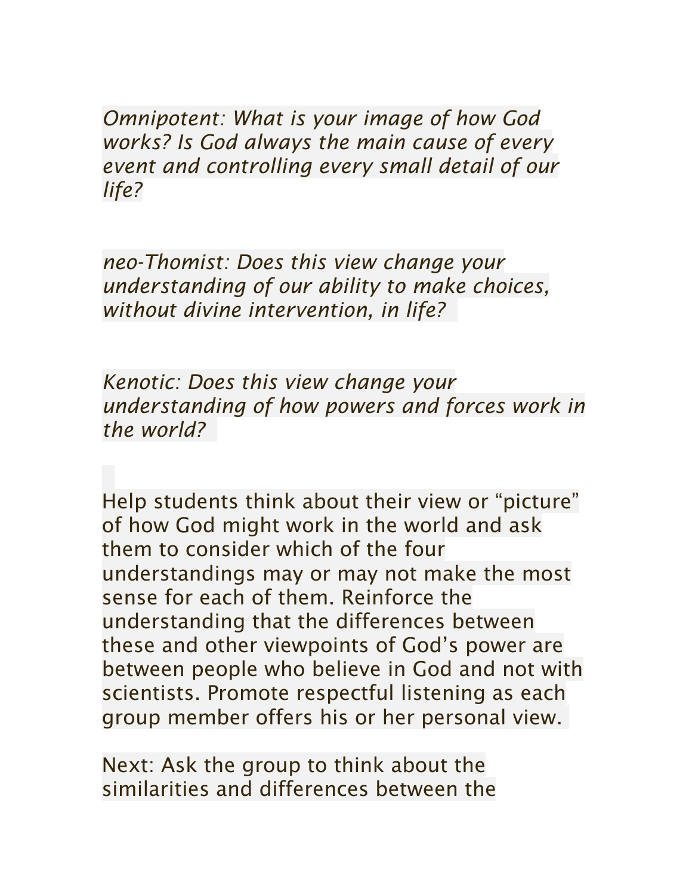*Omnipotent: What is your image of how God works? Is God always the main cause of every event and controlling every small detail of our life?*

*neo-Thomist: Does this view change your understanding of our ability to make choices, without divine intervention, in life?*

*Kenotic: Does this view change your understanding of how powers and forces work in the world?*

Help students think about their view or "picture" of how God might work in the world and ask them to consider which of the four understandings may or may not make the most sense for each of them. Reinforce the understanding that the differences between these and other viewpoints of God's power are between people who believe in God and not with scientists. Promote respectful listening as each group member offers his or her personal view.

Next: Ask the group to think about the similarities and differences between the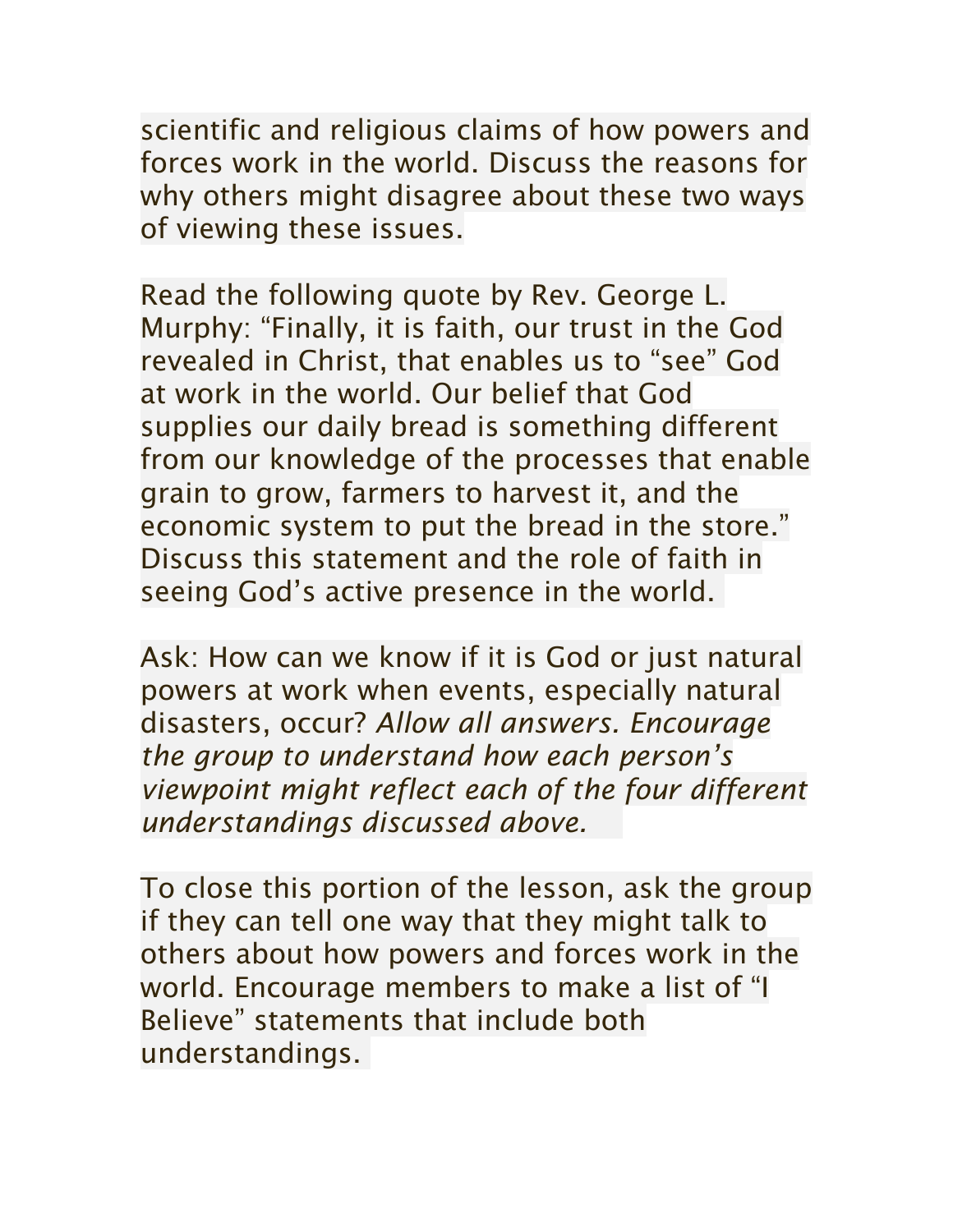scientific and religious claims of how powers and forces work in the world. Discuss the reasons for why others might disagree about these two ways of viewing these issues.

Read the following quote by Rev. George L. Murphy: "Finally, it is faith, our trust in the God revealed in Christ, that enables us to "see" God at work in the world. Our belief that God supplies our daily bread is something different from our knowledge of the processes that enable grain to grow, farmers to harvest it, and the economic system to put the bread in the store." Discuss this statement and the role of faith in seeing God's active presence in the world.

Ask: How can we know if it is God or just natural powers at work when events, especially natural disasters, occur? *Allow all answers. Encourage the group to understand how each person's viewpoint might reflect each of the four different understandings discussed above.*

To close this portion of the lesson, ask the group if they can tell one way that they might talk to others about how powers and forces work in the world. Encourage members to make a list of "I Believe" statements that include both understandings.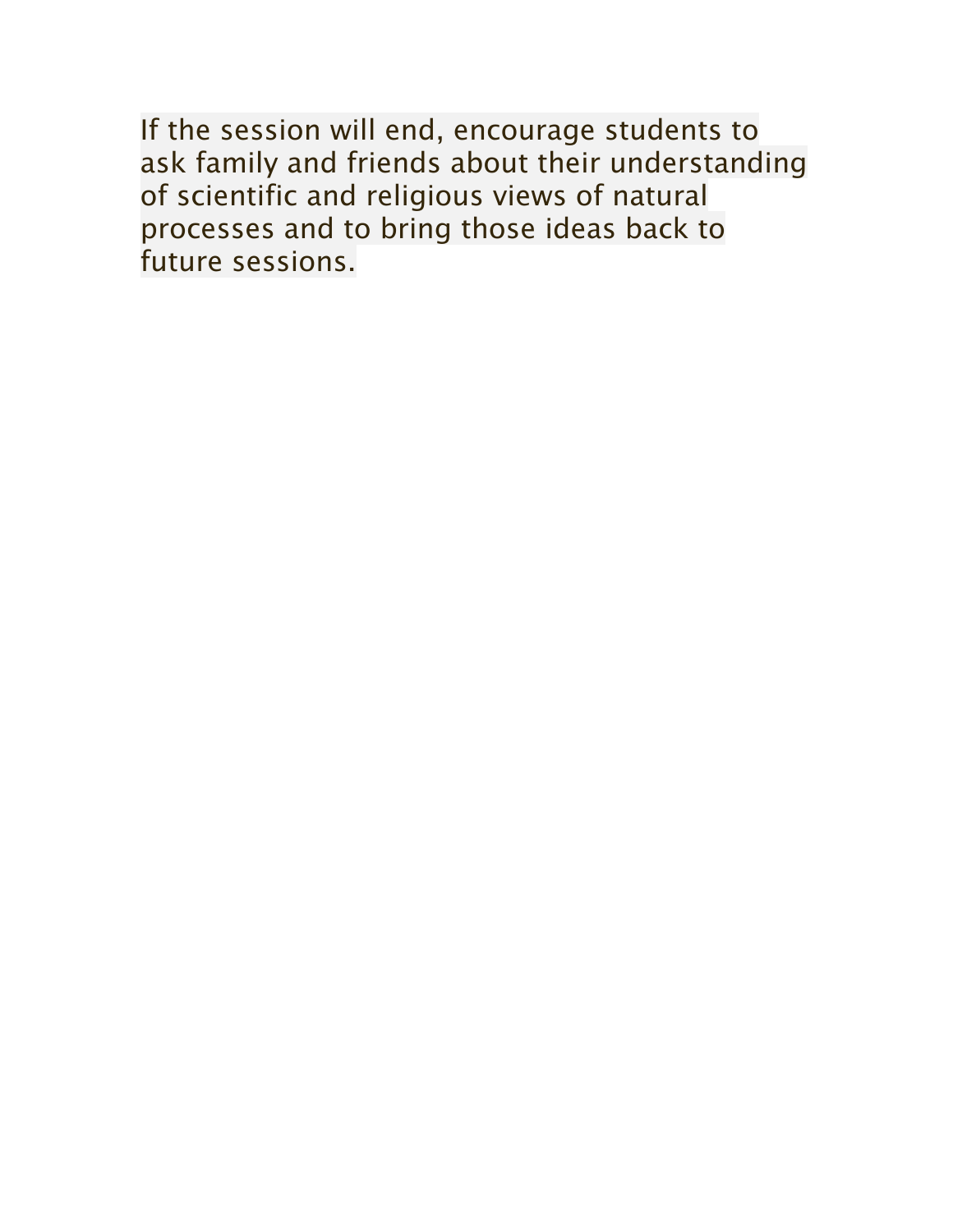If the session will end, encourage students to ask family and friends about their understanding of scientific and religious views of natural processes and to bring those ideas back to future sessions.